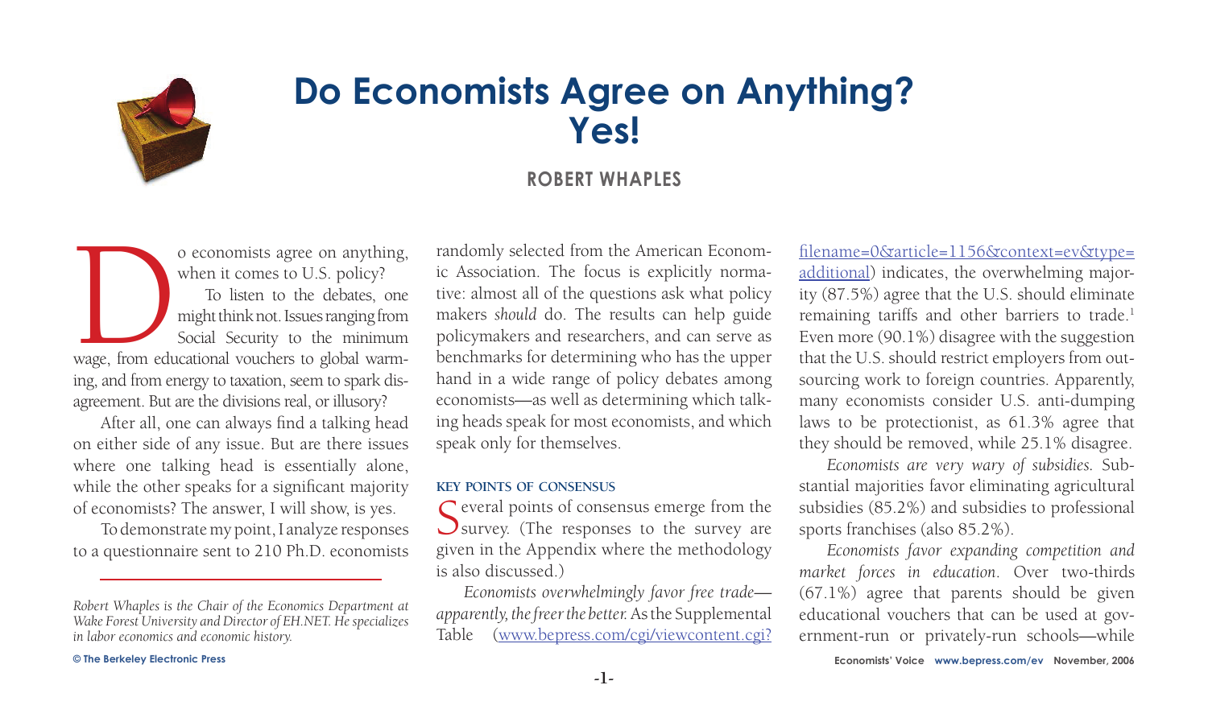# Do Economists Agree on Anything? Yes!

**ROBERT WHAPLES**

Do economists agree on anything, when it comes to U.S. policy?

To listen to the debates, one might think not. Issues ranging from Social Security to the minimum wage, from educational vouchers to global warming, and from energy to taxation, seem to spark disagreement. But are the divisions real, or illusory?

After all, one can always find a talking head on either side of any issue. But are there issues where one talking head is essentially alone, while the other speaks for a significant majority of economists? The answer, I will show, is yes.

To demonstrate my point, I analyze responses to a questionnaire sent to 210 Ph.D. economists randomly selected from the American Economic Association. The focus is explicitly normative: almost all of the questions ask what policy makers *should* do. The results can help guide policymakers and researchers, and can serve as benchmarks for determining who has the upper hand in a wide range of policy debates among economists—as well as determining which talking heads speak for most economists, and which speak only for themselves.

*Robert Whaples is the Chair of the Economics Department at Wake Forest University and Director of EH.NET. He specializes in labor economics and economic history.*

## KEY POINTS OF CONSENSUS

Several points of consensus emerge from the survey. (The responses to the survey are given in the Appendix where the methodology is also discussed.)

*Economists overwhelmingly favor free trade—apparently, the freer the better.* As the Supplemental Table (www.bepress.com/cgi/viewcontent.cgi?filename=0&article=1156&context=ev&type=additional) indicates, the overwhelming majority (87.5%) agree that the U.S. should eliminate remaining tariffs and other barriers to trade.[1] Even more (90.1%) disagree with the suggestion that the U.S. should restrict employers from outsourcing work to foreign countries. Apparently, many economists consider U.S. anti-dumping laws to be protectionist, as 61.3% agree that they should be removed, while 25.1% disagree.

*Economists are very wary of subsidies.* Substantial majorities favor eliminating agricultural subsidies (85.2%) and subsidies to professional sports franchises (also 85.2%).

*Economists favor expanding competition and market forces in education.* Over two-thirds (67.1%) agree that parents should be given educational vouchers that can be used at government-run or privately-run schools—while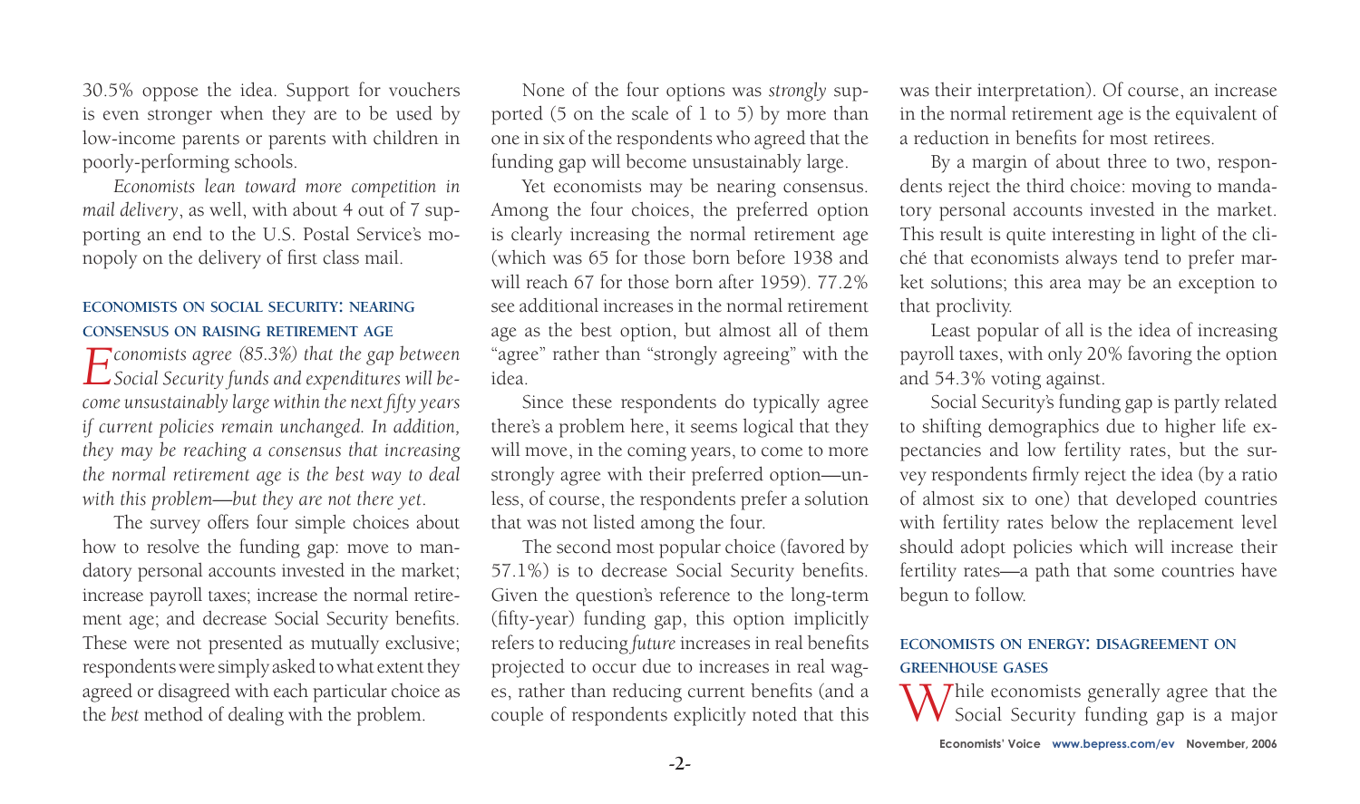30.5% oppose the idea. Support for vouchers is even stronger when they are to be used by low-income parents or parents with children in poorly-performing schools.

*Economists lean toward more competition in mail delivery*, as well, with about 4 out of 7 supporting an end to the U.S. Postal Service's monopoly on the delivery of first class mail.

### ECONOMISTS ON SOCIAL SECURITY: NEARING CONSENSUS ON RAISING RETIREMENT AGE

*Economists agree (85.3%) that the gap between Social Security funds and expenditures will become unsustainably large within the next fifty years if current policies remain unchanged. In addition, they may be reaching a consensus that increasing the normal retirement age is the best way to deal with this problem—but they are not there yet.*

The survey offers four simple choices about how to resolve the funding gap: move to mandatory personal accounts invested in the market; increase payroll taxes; increase the normal retirement age; and decrease Social Security benefits. These were not presented as mutually exclusive; respondents were simply asked to what extent they agreed or disagreed with each particular choice as the *best* method of dealing with the problem.

None of the four options was *strongly* supported (5 on the scale of 1 to 5) by more than one in six of the respondents who agreed that the funding gap will become unsustainably large.

Yet economists may be nearing consensus. Among the four choices, the preferred option is clearly increasing the normal retirement age (which was 65 for those born before 1938 and will reach 67 for those born after 1959). 77.2% see additional increases in the normal retirement age as the best option, but almost all of them "agree" rather than "strongly agreeing" with the idea.

Since these respondents do typically agree there's a problem here, it seems logical that they will move, in the coming years, to come to more strongly agree with their preferred option—unless, of course, the respondents prefer a solution that was not listed among the four.

The second most popular choice (favored by 57.1%) is to decrease Social Security benefits. Given the question's reference to the long-term (fifty-year) funding gap, this option implicitly refers to reducing *future* increases in real benefits projected to occur due to increases in real wages, rather than reducing current benefits (and a couple of respondents explicitly noted that this was their interpretation). Of course, an increase in the normal retirement age is the equivalent of a reduction in benefits for most retirees.

By a margin of about three to two, respondents reject the third choice: moving to mandatory personal accounts invested in the market. This result is quite interesting in light of the cliché that economists always tend to prefer market solutions; this area may be an exception to that proclivity.

Least popular of all is the idea of increasing payroll taxes, with only 20% favoring the option and 54.3% voting against.

Social Security's funding gap is partly related to shifting demographics due to higher life expectancies and low fertility rates, but the survey respondents firmly reject the idea (by a ratio of almost six to one) that developed countries with fertility rates below the replacement level should adopt policies which will increase their fertility rates—a path that some countries have begun to follow.

### ECONOMISTS ON ENERGY: DISAGREEMENT ON GREENHOUSE GASES

While economists generally agree that the Social Security funding gap is a major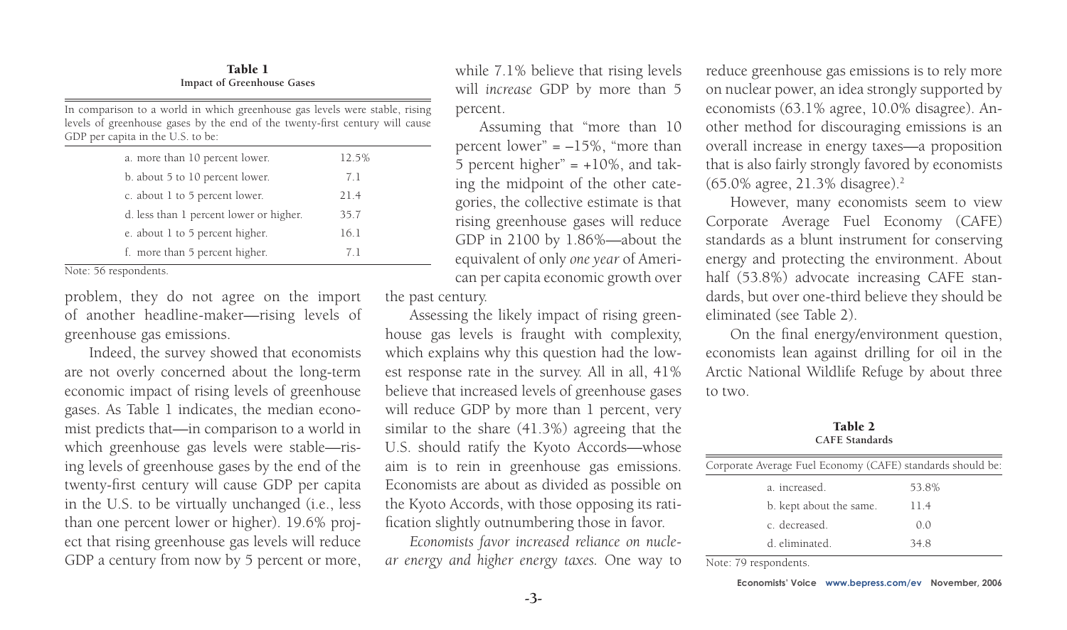**Table 1**
**Impact of Greenhouse Gases**

In comparison to a world in which greenhouse gas levels were stable, rising levels of greenhouse gases by the end of the twenty-first century will cause GDP per capita in the U.S. to be:

| Response | Percent |
|---|---|
| a. more than 10 percent lower. | 12.5% |
| b. about 5 to 10 percent lower. | 7.1 |
| c. about 1 to 5 percent lower. | 21.4 |
| d. less than 1 percent lower or higher. | 35.7 |
| e. about 1 to 5 percent higher. | 16.1 |
| f. more than 5 percent higher. | 7.1 |

Note: 56 respondents.

problem, they do not agree on the import of another headline-maker—rising levels of greenhouse gas emissions.

Indeed, the survey showed that economists are not overly concerned about the long-term economic impact of rising levels of greenhouse gases. As Table 1 indicates, the median economist predicts that—in comparison to a world in which greenhouse gas levels were stable—rising levels of greenhouse gases by the end of the twenty-first century will cause GDP per capita in the U.S. to be virtually unchanged (i.e., less than one percent lower or higher). 19.6% project that rising greenhouse gas levels will reduce GDP a century from now by 5 percent or more, while 7.1% believe that rising levels will *increase* GDP by more than 5 percent.

Assuming that "more than 10 percent lower" = –15%, "more than 5 percent higher" = +10%, and taking the midpoint of the other categories, the collective estimate is that rising greenhouse gases will reduce GDP in 2100 by 1.86%—about the equivalent of only *one year* of American per capita economic growth over the past century.

Assessing the likely impact of rising greenhouse gas levels is fraught with complexity, which explains why this question had the lowest response rate in the survey. All in all, 41% believe that increased levels of greenhouse gases will reduce GDP by more than 1 percent, very similar to the share (41.3%) agreeing that the U.S. should ratify the Kyoto Accords—whose aim is to rein in greenhouse gas emissions. Economists are about as divided as possible on the Kyoto Accords, with those opposing its ratification slightly outnumbering those in favor.

*Economists favor increased reliance on nuclear energy and higher energy taxes.* One way to reduce greenhouse gas emissions is to rely more on nuclear power, an idea strongly supported by economists (63.1% agree, 10.0% disagree). Another method for discouraging emissions is an overall increase in energy taxes—a proposition that is also fairly strongly favored by economists (65.0% agree, 21.3% disagree).[2]

However, many economists seem to view Corporate Average Fuel Economy (CAFE) standards as a blunt instrument for conserving energy and protecting the environment. About half (53.8%) advocate increasing CAFE standards, but over one-third believe they should be eliminated (see Table 2).

On the final energy/environment question, economists lean against drilling for oil in the Arctic National Wildlife Refuge by about three to two.

**Table 2**
**CAFE Standards**

Corporate Average Fuel Economy (CAFE) standards should be:

| Response | Percent |
|---|---|
| a. increased. | 53.8% |
| b. kept about the same. | 11.4 |
| c. decreased. | 0.0 |
| d. eliminated. | 34.8 |

Note: 79 respondents.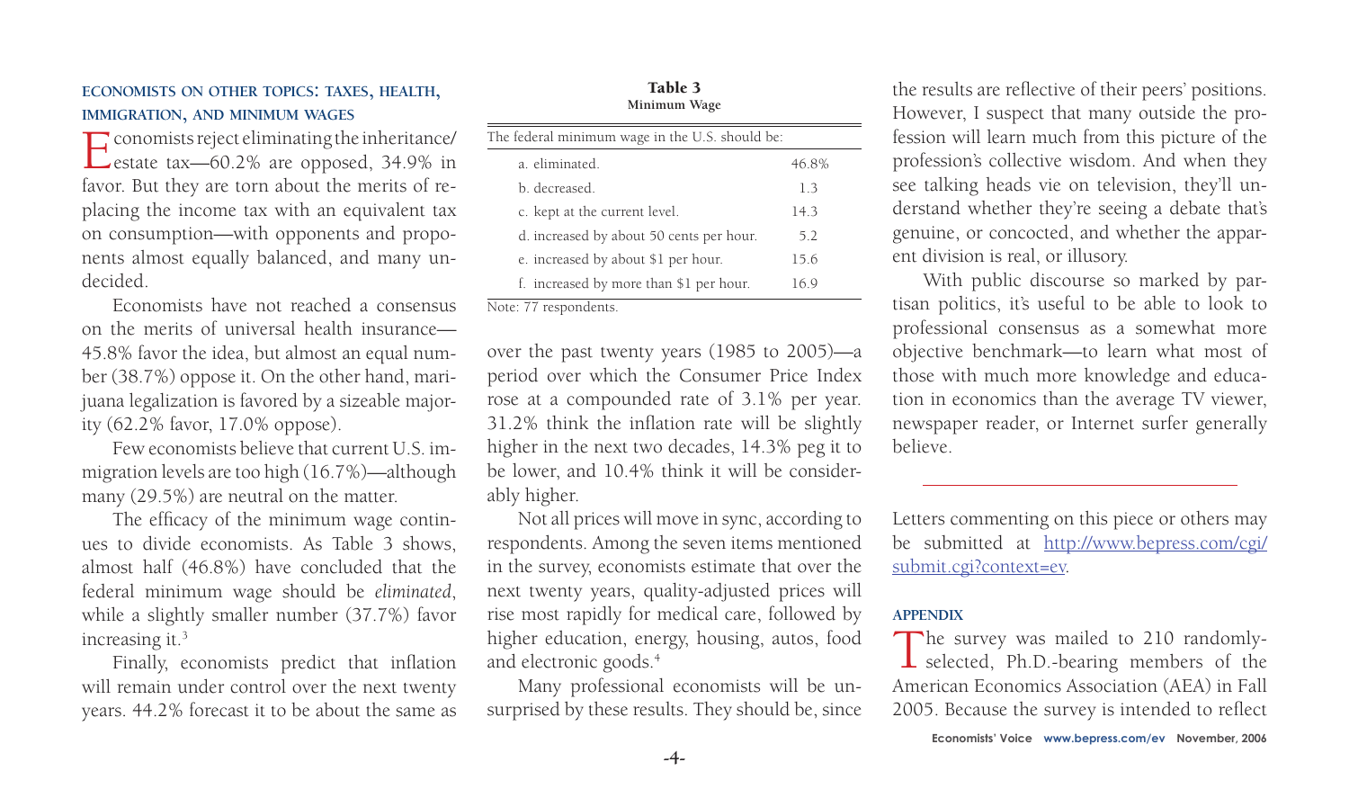### ECONOMISTS ON OTHER TOPICS: TAXES, HEALTH, IMMIGRATION, AND MINIMUM WAGES

Economists reject eliminating the inheritance/estate tax—60.2% are opposed, 34.9% in favor. But they are torn about the merits of replacing the income tax with an equivalent tax on consumption—with opponents and proponents almost equally balanced, and many undecided.

Economists have not reached a consensus on the merits of universal health insurance—45.8% favor the idea, but almost an equal number (38.7%) oppose it. On the other hand, marijuana legalization is favored by a sizeable majority (62.2% favor, 17.0% oppose).

Few economists believe that current U.S. immigration levels are too high (16.7%)—although many (29.5%) are neutral on the matter.

The efficacy of the minimum wage continues to divide economists. As Table 3 shows, almost half (46.8%) have concluded that the federal minimum wage should be *eliminated*, while a slightly smaller number (37.7%) favor increasing it.[3]

**Table 3**
**Minimum Wage**

| The federal minimum wage in the U.S. should be: | |
|---|---|
| a. eliminated. | 46.8% |
| b. decreased. | 1.3 |
| c. kept at the current level. | 14.3 |
| d. increased by about 50 cents per hour. | 5.2 |
| e. increased by about $1 per hour. | 15.6 |
| f. increased by more than $1 per hour. | 16.9 |

Note: 77 respondents.

Finally, economists predict that inflation will remain under control over the next twenty years. 44.2% forecast it to be about the same as over the past twenty years (1985 to 2005)—a period over which the Consumer Price Index rose at a compounded rate of 3.1% per year. 31.2% think the inflation rate will be slightly higher in the next two decades, 14.3% peg it to be lower, and 10.4% think it will be considerably higher.

Not all prices will move in sync, according to respondents. Among the seven items mentioned in the survey, economists estimate that over the next twenty years, quality-adjusted prices will rise most rapidly for medical care, followed by higher education, energy, housing, autos, food and electronic goods.[4]

Many professional economists will be unsurprised by these results. They should be, since the results are reflective of their peers' positions. However, I suspect that many outside the profession will learn much from this picture of the profession's collective wisdom. And when they see talking heads vie on television, they'll understand whether they're seeing a debate that's genuine, or concocted, and whether the apparent division is real, or illusory.

With public discourse so marked by partisan politics, it's useful to be able to look to professional consensus as a somewhat more objective benchmark—to learn what most of those with much more knowledge and education in economics than the average TV viewer, newspaper reader, or Internet surfer generally believe.

---

Letters commenting on this piece or others may be submitted at http://www.bepress.com/cgi/submit.cgi?context=ev.

### APPENDIX

The survey was mailed to 210 randomly-selected, Ph.D.-bearing members of the American Economics Association (AEA) in Fall 2005. Because the survey is intended to reflect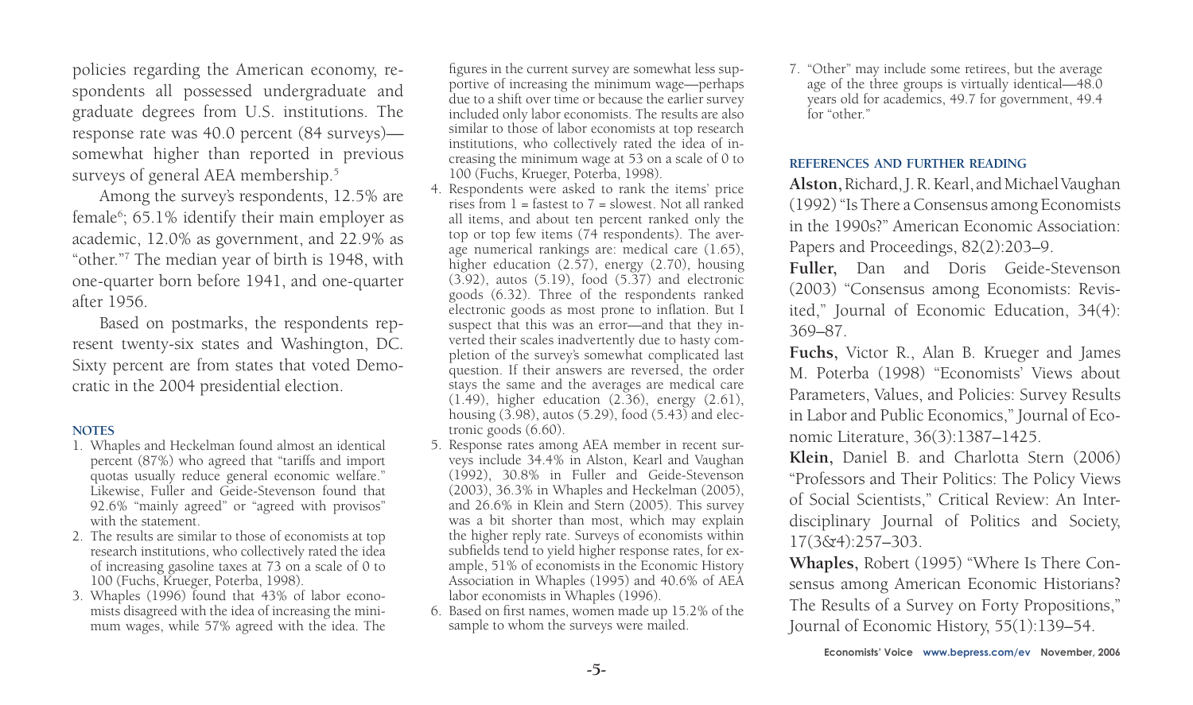policies regarding the American economy, respondents all possessed undergraduate and graduate degrees from U.S. institutions. The response rate was 40.0 percent (84 surveys)—somewhat higher than reported in previous surveys of general AEA membership.[5]

Among the survey's respondents, 12.5% are female[6]; 65.1% identify their main employer as academic, 12.0% as government, and 22.9% as "other."[7] The median year of birth is 1948, with one-quarter born before 1941, and one-quarter after 1956.

Based on postmarks, the respondents represent twenty-six states and Washington, DC. Sixty percent are from states that voted Democratic in the 2004 presidential election.

#### NOTES

1. Whaples and Heckelman found almost an identical percent (87%) who agreed that "tariffs and import quotas usually reduce general economic welfare." Likewise, Fuller and Geide-Stevenson found that 92.6% "mainly agreed" or "agreed with provisos" with the statement.
2. The results are similar to those of economists at top research institutions, who collectively rated the idea of increasing gasoline taxes at 73 on a scale of 0 to 100 (Fuchs, Krueger, Poterba, 1998).
3. Whaples (1996) found that 43% of labor economists disagreed with the idea of increasing the minimum wages, while 57% agreed with the idea. The figures in the current survey are somewhat less supportive of increasing the minimum wage—perhaps due to a shift over time or because the earlier survey included only labor economists. The results are also similar to those of labor economists at top research institutions, who collectively rated the idea of increasing the minimum wage at 53 on a scale of 0 to 100 (Fuchs, Krueger, Poterba, 1998).
4. Respondents were asked to rank the items' price rises from 1 = fastest to 7 = slowest. Not all ranked all items, and about ten percent ranked only the top or top few items (74 respondents). The average numerical rankings are: medical care (1.65), higher education (2.57), energy (2.70), housing (3.92), autos (5.19), food (5.37) and electronic goods (6.32). Three of the respondents ranked electronic goods as most prone to inflation. But I suspect that this was an error—and that they inverted their scales inadvertently due to hasty completion of the survey's somewhat complicated last question. If their answers are reversed, the order stays the same and the averages are medical care (1.49), higher education (2.36), energy (2.61), housing (3.98), autos (5.29), food (5.43) and electronic goods (6.60).
5. Response rates among AEA member in recent surveys include 34.4% in Alston, Kearl and Vaughan (1992), 30.8% in Fuller and Geide-Stevenson (2003), 36.3% in Whaples and Heckelman (2005), and 26.6% in Klein and Stern (2005). This survey was a bit shorter than most, which may explain the higher reply rate. Surveys of economists within subfields tend to yield higher response rates, for example, 51% of economists in the Economic History Association in Whaples (1995) and 40.6% of AEA labor economists in Whaples (1996).
6. Based on first names, women made up 15.2% of the sample to whom the surveys were mailed.
7. "Other" may include some retirees, but the average age of the three groups is virtually identical—48.0 years old for academics, 49.7 for government, 49.4 for "other."

#### REFERENCES AND FURTHER READING

**Alston**, Richard, J. R. Kearl, and Michael Vaughan (1992) "Is There a Consensus among Economists in the 1990s?" American Economic Association: Papers and Proceedings, 82(2):203–9.

**Fuller**, Dan and Doris Geide-Stevenson (2003) "Consensus among Economists: Revisited," Journal of Economic Education, 34(4): 369–87.

**Fuchs**, Victor R., Alan B. Krueger and James M. Poterba (1998) "Economists' Views about Parameters, Values, and Policies: Survey Results in Labor and Public Economics," Journal of Economic Literature, 36(3):1387–1425.

**Klein**, Daniel B. and Charlotta Stern (2006) "Professors and Their Politics: The Policy Views of Social Scientists," Critical Review: An Interdisciplinary Journal of Politics and Society, 17(3&4):257–303.

**Whaples**, Robert (1995) "Where Is There Consensus among American Economic Historians? The Results of a Survey on Forty Propositions," Journal of Economic History, 55(1):139–54.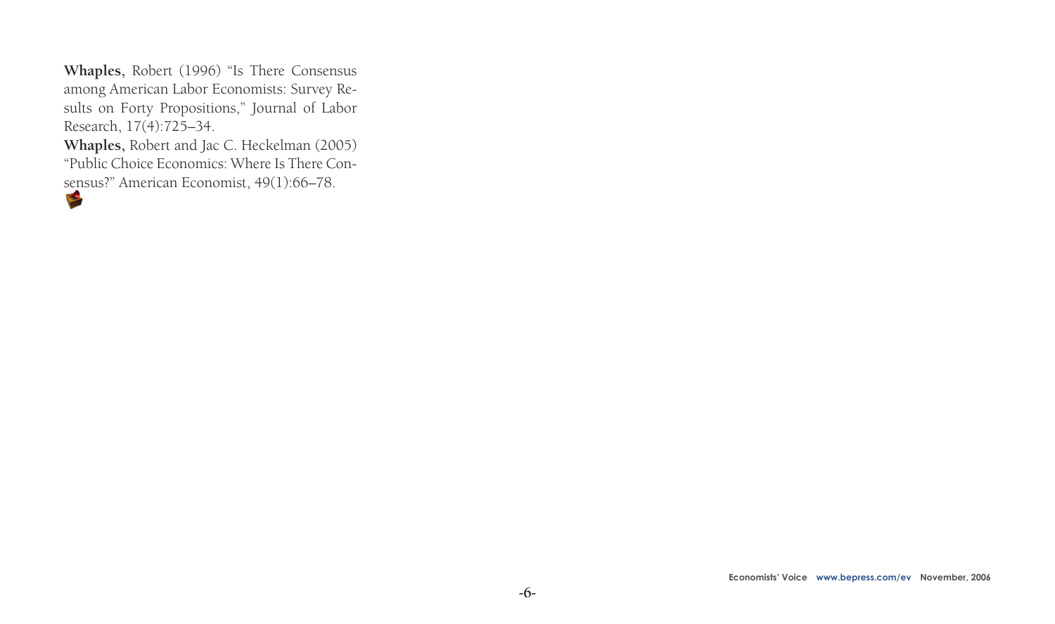**Whaples**, Robert (1996) "Is There Consensus among American Labor Economists: Survey Results on Forty Propositions," Journal of Labor Research, 17(4):725–34.

**Whaples**, Robert and Jac C. Heckelman (2005) "Public Choice Economics: Where Is There Consensus?" American Economist, 49(1):66–78.